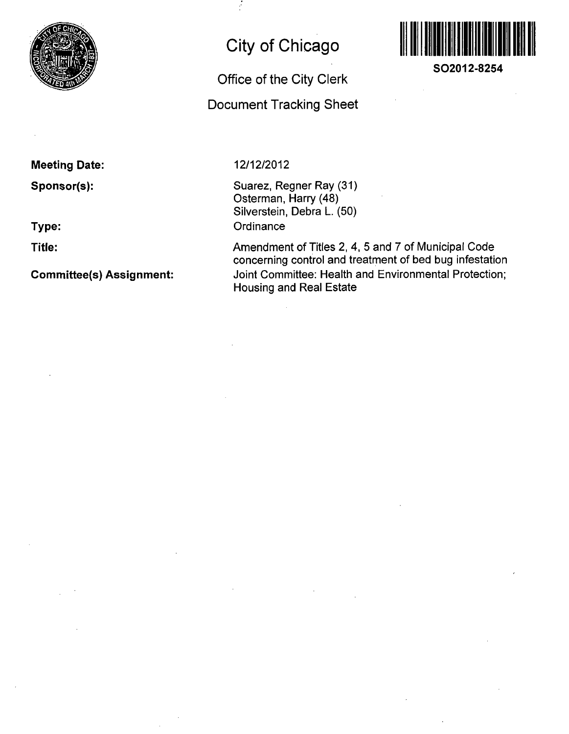# City of Chicago

## Office of the City Clerk

## Document Tracking Sheet

**SO2012-8254**

**Meeting Date:** 12/12/2012

**Sponsor(s):** Suarez, Regner Ray (31)
Osterman, Harry (48)
Silverstein, Debra L. (50)

**Type:** Ordinance

**Title:** Amendment of Titles 2, 4, 5 and 7 of Municipal Code concerning control and treatment of bed bug infestation

**Committee(s) Assignment:** Joint Committee: Health and Environmental Protection; Housing and Real Estate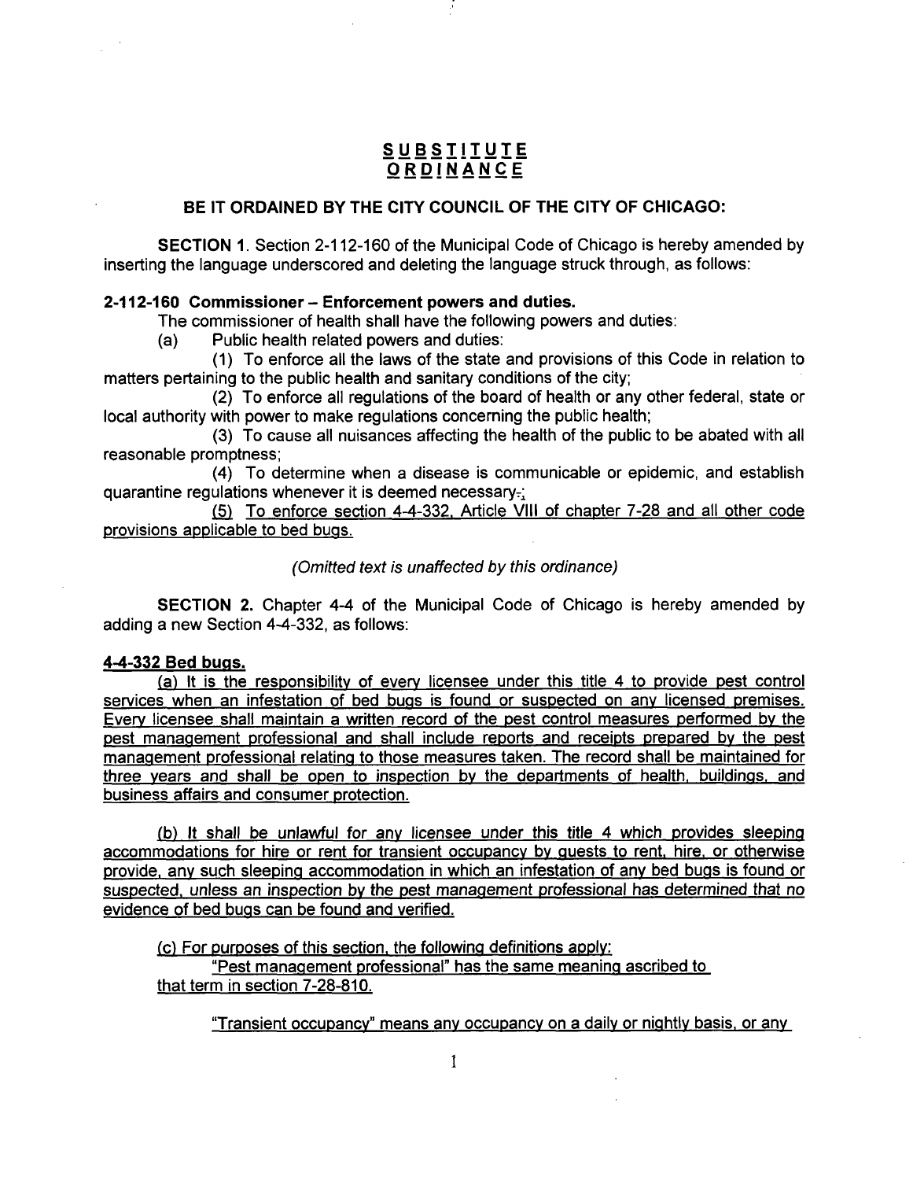# SUBSTITUTE ORDINANCE

**BE IT ORDAINED BY THE CITY COUNCIL OF THE CITY OF CHICAGO:**

**SECTION 1.** Section 2-112-160 of the Municipal Code of Chicago is hereby amended by inserting the language underscored and deleting the language struck through, as follows:

**2-112-160 Commissioner – Enforcement powers and duties.**

The commissioner of health shall have the following powers and duties:

(a) Public health related powers and duties:

(1) To enforce all the laws of the state and provisions of this Code in relation to matters pertaining to the public health and sanitary conditions of the city;

(2) To enforce all regulations of the board of health or any other federal, state or local authority with power to make regulations concerning the public health;

(3) To cause all nuisances affecting the health of the public to be abated with all reasonable promptness;

(4) To determine when a disease is communicable or epidemic, and establish quarantine regulations whenever it is deemed necessary.;

(5) To enforce section 4-4-332, Article VIII of chapter 7-28 and all other code provisions applicable to bed bugs.

*(Omitted text is unaffected by this ordinance)*

**SECTION 2.** Chapter 4-4 of the Municipal Code of Chicago is hereby amended by adding a new Section 4-4-332, as follows:

**4-4-332 Bed bugs.**

(a) It is the responsibility of every licensee under this title 4 to provide pest control services when an infestation of bed bugs is found or suspected on any licensed premises. Every licensee shall maintain a written record of the pest control measures performed by the pest management professional and shall include reports and receipts prepared by the pest management professional relating to those measures taken. The record shall be maintained for three years and shall be open to inspection by the departments of health, buildings, and business affairs and consumer protection.

(b) It shall be unlawful for any licensee under this title 4 which provides sleeping accommodations for hire or rent for transient occupancy by guests to rent, hire, or otherwise provide, any such sleeping accommodation in which an infestation of any bed bugs is found or suspected, unless an inspection by the pest management professional has determined that no evidence of bed bugs can be found and verified.

(c) For purposes of this section, the following definitions apply:

"Pest management professional" has the same meaning ascribed to that term in section 7-28-810.

"Transient occupancy" means any occupancy on a daily or nightly basis, or any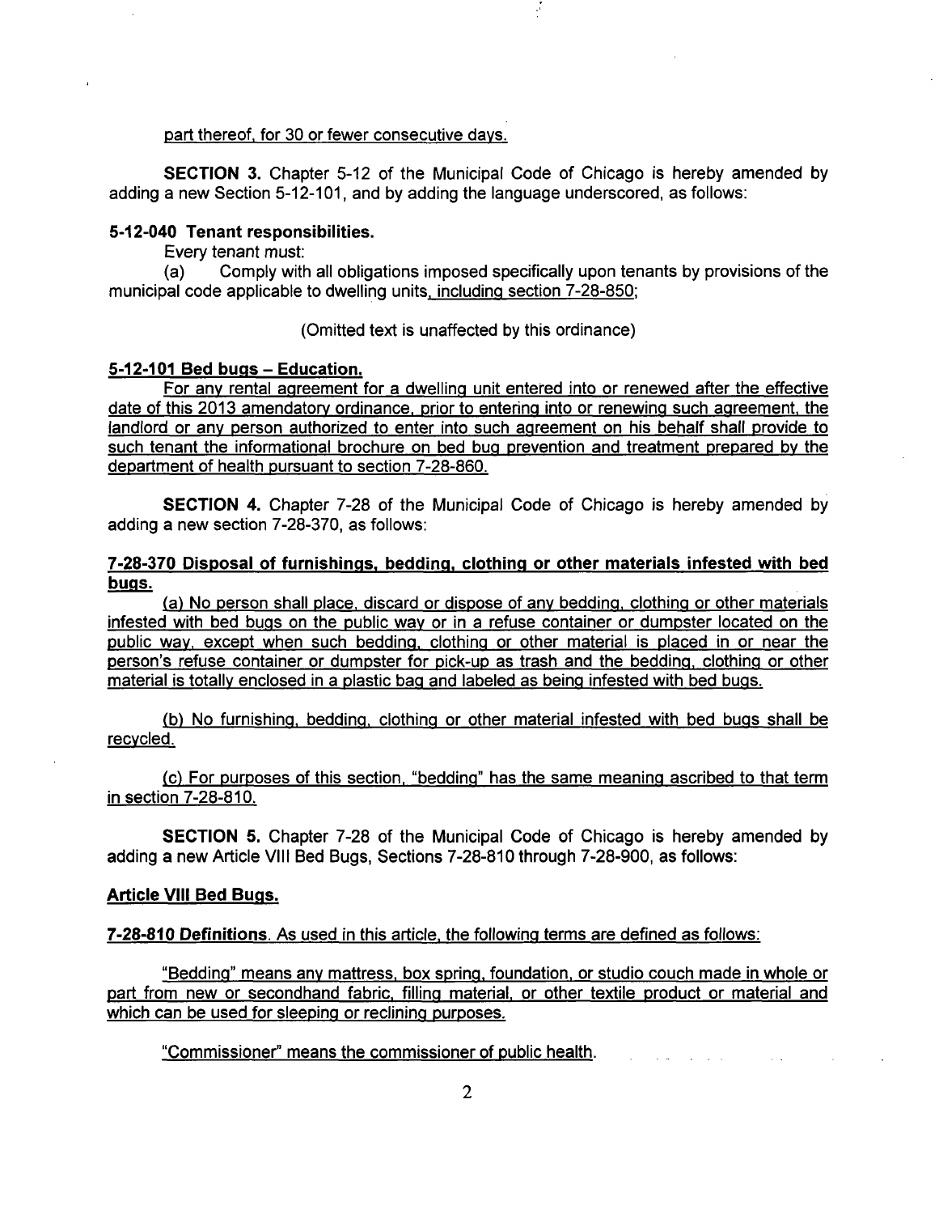part thereof, for 30 or fewer consecutive days.

**SECTION 3.** Chapter 5-12 of the Municipal Code of Chicago is hereby amended by adding a new Section 5-12-101, and by adding the language underscored, as follows:

**5-12-040 Tenant responsibilities.**

Every tenant must:

(a) Comply with all obligations imposed specifically upon tenants by provisions of the municipal code applicable to dwelling units, including section 7-28-850;

(Omitted text is unaffected by this ordinance)

**5-12-101 Bed bugs – Education.**

For any rental agreement for a dwelling unit entered into or renewed after the effective date of this 2013 amendatory ordinance, prior to entering into or renewing such agreement, the landlord or any person authorized to enter into such agreement on his behalf shall provide to such tenant the informational brochure on bed bug prevention and treatment prepared by the department of health pursuant to section 7-28-860.

**SECTION 4.** Chapter 7-28 of the Municipal Code of Chicago is hereby amended by adding a new section 7-28-370, as follows:

**7-28-370 Disposal of furnishings, bedding, clothing or other materials infested with bed bugs.**

(a) No person shall place, discard or dispose of any bedding, clothing or other materials infested with bed bugs on the public way or in a refuse container or dumpster located on the public way, except when such bedding, clothing or other material is placed in or near the person's refuse container or dumpster for pick-up as trash and the bedding, clothing or other material is totally enclosed in a plastic bag and labeled as being infested with bed bugs.

(b) No furnishing, bedding, clothing or other material infested with bed bugs shall be recycled.

(c) For purposes of this section, "bedding" has the same meaning ascribed to that term in section 7-28-810.

**SECTION 5.** Chapter 7-28 of the Municipal Code of Chicago is hereby amended by adding a new Article VIII Bed Bugs, Sections 7-28-810 through 7-28-900, as follows:

**Article VIII Bed Bugs.**

**7-28-810 Definitions**. As used in this article, the following terms are defined as follows:

"Bedding" means any mattress, box spring, foundation, or studio couch made in whole or part from new or secondhand fabric, filling material, or other textile product or material and which can be used for sleeping or reclining purposes.

"Commissioner" means the commissioner of public health.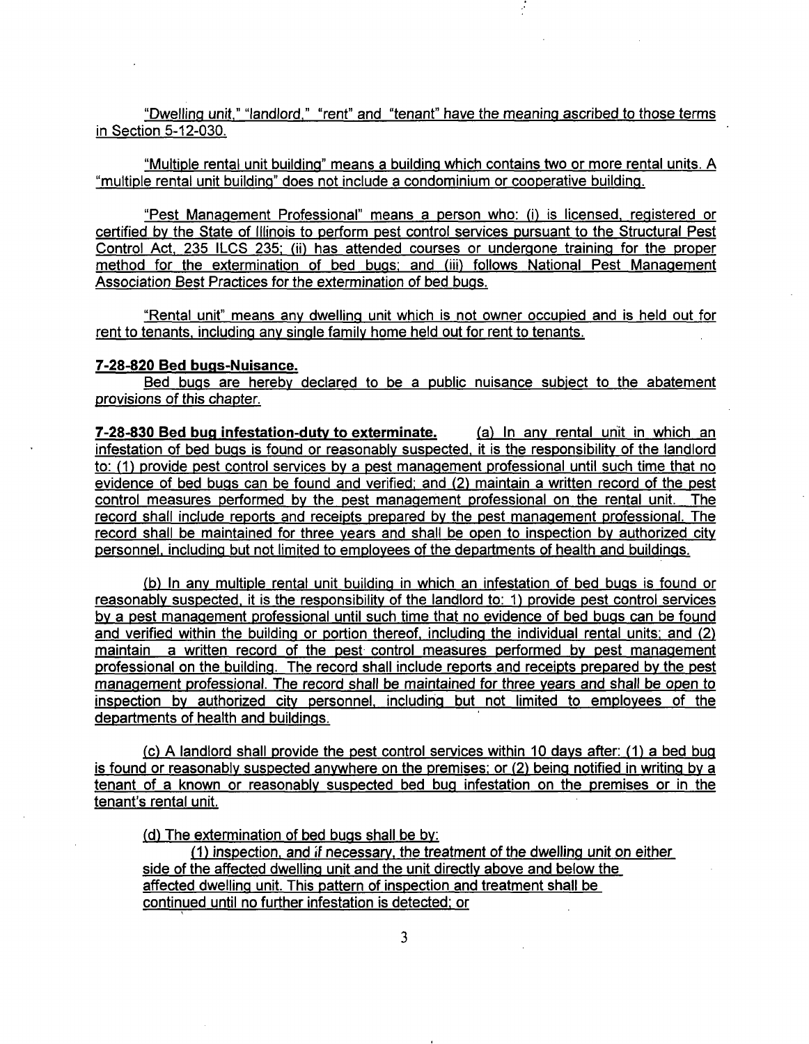"Dwelling unit," "landlord," "rent" and "tenant" have the meaning ascribed to those terms in Section 5-12-030.

"Multiple rental unit building" means a building which contains two or more rental units. A "multiple rental unit building" does not include a condominium or cooperative building.

"Pest Management Professional" means a person who: (i) is licensed, registered or certified by the State of Illinois to perform pest control services pursuant to the Structural Pest Control Act, 235 ILCS 235; (ii) has attended courses or undergone training for the proper method for the extermination of bed bugs; and (iii) follows National Pest Management Association Best Practices for the extermination of bed bugs.

"Rental unit" means any dwelling unit which is not owner occupied and is held out for rent to tenants, including any single family home held out for rent to tenants.

**7-28-820 Bed bugs-Nuisance.**

Bed bugs are hereby declared to be a public nuisance subject to the abatement provisions of this chapter.

**7-28-830 Bed bug infestation-duty to exterminate.** (a) In any rental unit in which an infestation of bed bugs is found or reasonably suspected, it is the responsibility of the landlord to: (1) provide pest control services by a pest management professional until such time that no evidence of bed bugs can be found and verified; and (2) maintain a written record of the pest control measures performed by the pest management professional on the rental unit. The record shall include reports and receipts prepared by the pest management professional. The record shall be maintained for three years and shall be open to inspection by authorized city personnel, including but not limited to employees of the departments of health and buildings.

(b) In any multiple rental unit building in which an infestation of bed bugs is found or reasonably suspected, it is the responsibility of the landlord to: 1) provide pest control services by a pest management professional until such time that no evidence of bed bugs can be found and verified within the building or portion thereof, including the individual rental units; and (2) maintain a written record of the pest control measures performed by pest management professional on the building. The record shall include reports and receipts prepared by the pest management professional. The record shall be maintained for three years and shall be open to inspection by authorized city personnel, including but not limited to employees of the departments of health and buildings.

(c) A landlord shall provide the pest control services within 10 days after: (1) a bed bug is found or reasonably suspected anywhere on the premises; or (2) being notified in writing by a tenant of a known or reasonably suspected bed bug infestation on the premises or in the tenant's rental unit.

(d) The extermination of bed bugs shall be by:

(1) inspection, and if necessary, the treatment of the dwelling unit on either side of the affected dwelling unit and the unit directly above and below the affected dwelling unit. This pattern of inspection and treatment shall be continued until no further infestation is detected; or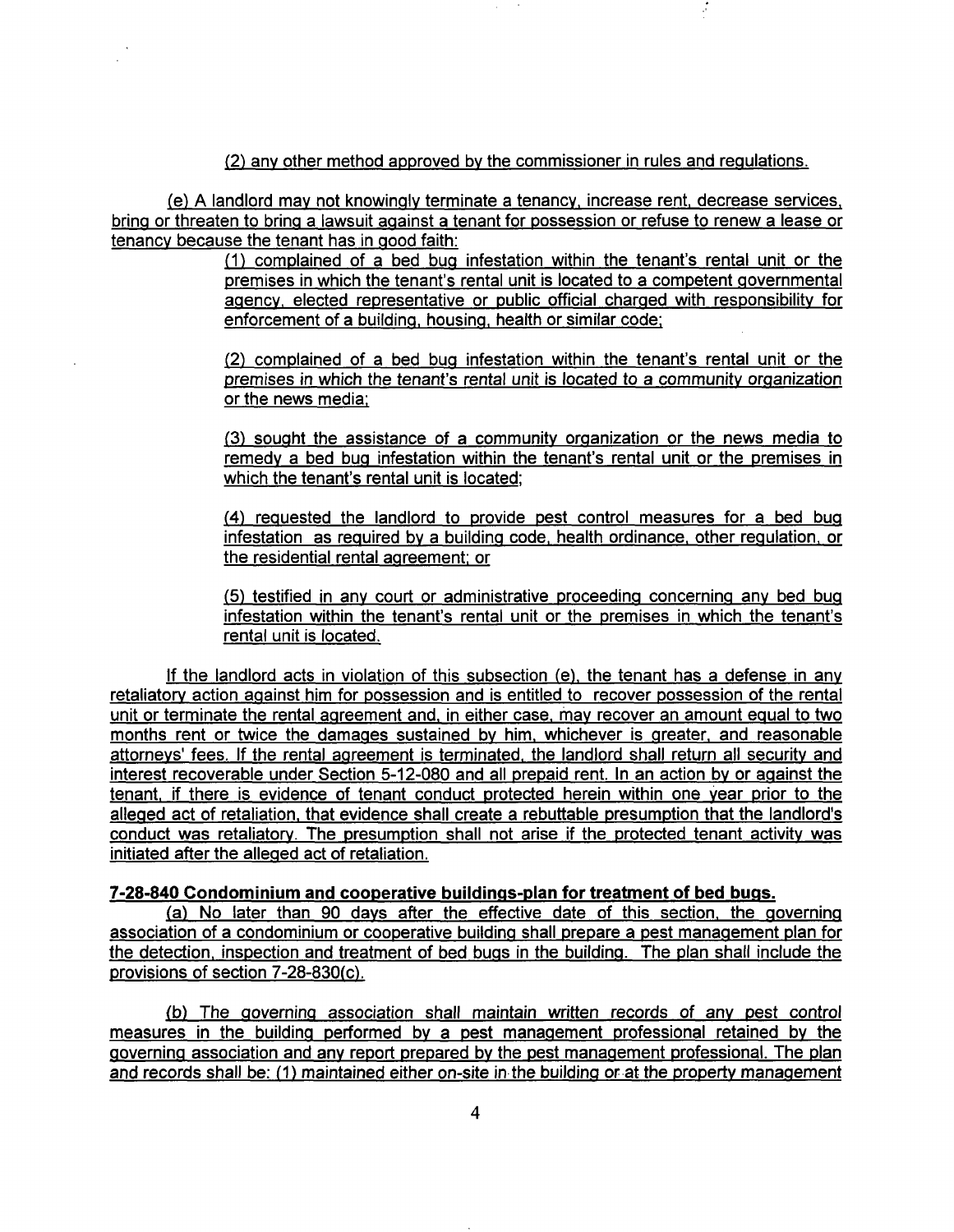(2) any other method approved by the commissioner in rules and regulations.

(e) A landlord may not knowingly terminate a tenancy, increase rent, decrease services, bring or threaten to bring a lawsuit against a tenant for possession or refuse to renew a lease or tenancy because the tenant has in good faith:

(1) complained of a bed bug infestation within the tenant's rental unit or the premises in which the tenant's rental unit is located to a competent governmental agency, elected representative or public official charged with responsibility for enforcement of a building, housing, health or similar code;

(2) complained of a bed bug infestation within the tenant's rental unit or the premises in which the tenant's rental unit is located to a community organization or the news media;

(3) sought the assistance of a community organization or the news media to remedy a bed bug infestation within the tenant's rental unit or the premises in which the tenant's rental unit is located;

(4) requested the landlord to provide pest control measures for a bed bug infestation as required by a building code, health ordinance, other regulation, or the residential rental agreement; or

(5) testified in any court or administrative proceeding concerning any bed bug infestation within the tenant's rental unit or the premises in which the tenant's rental unit is located.

If the landlord acts in violation of this subsection (e), the tenant has a defense in any retaliatory action against him for possession and is entitled to recover possession of the rental unit or terminate the rental agreement and, in either case, may recover an amount equal to two months rent or twice the damages sustained by him, whichever is greater, and reasonable attorneys' fees. If the rental agreement is terminated, the landlord shall return all security and interest recoverable under Section 5-12-080 and all prepaid rent. In an action by or against the tenant, if there is evidence of tenant conduct protected herein within one year prior to the alleged act of retaliation, that evidence shall create a rebuttable presumption that the landlord's conduct was retaliatory. The presumption shall not arise if the protected tenant activity was initiated after the alleged act of retaliation.

**7-28-840 Condominium and cooperative buildings-plan for treatment of bed bugs.**

(a) No later than 90 days after the effective date of this section, the governing association of a condominium or cooperative building shall prepare a pest management plan for the detection, inspection and treatment of bed bugs in the building. The plan shall include the provisions of section 7-28-830(c).

(b) The governing association shall maintain written records of any pest control measures in the building performed by a pest management professional retained by the governing association and any report prepared by the pest management professional. The plan and records shall be: (1) maintained either on-site in the building or at the property management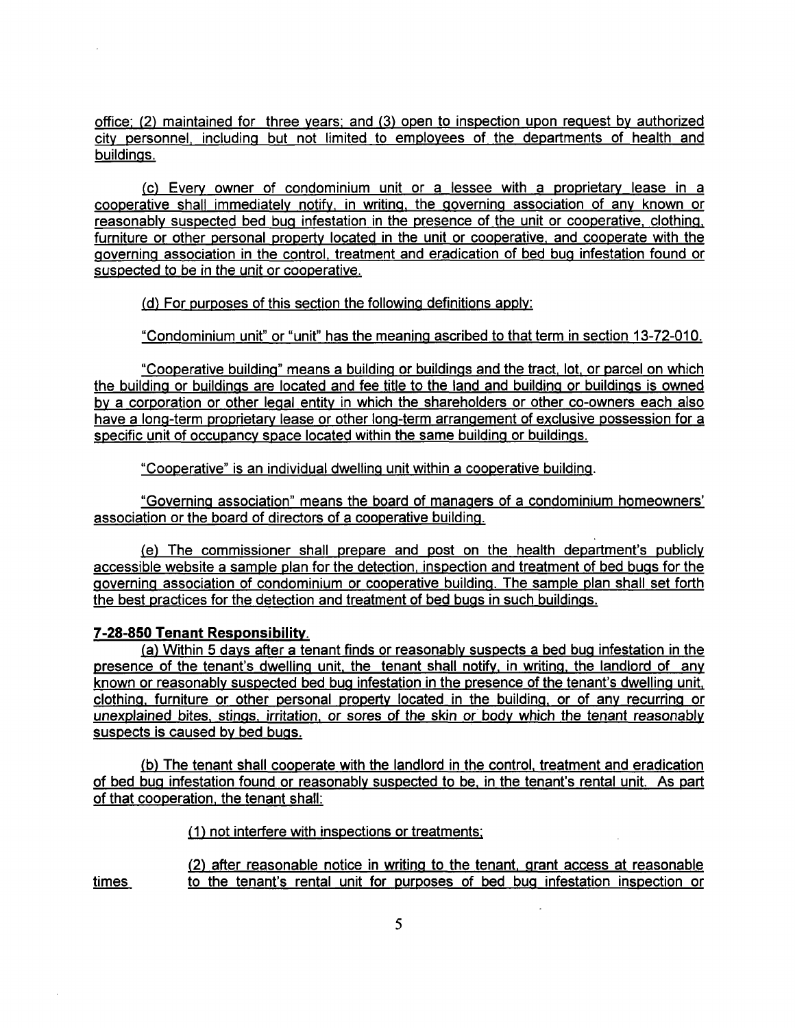office; (2) maintained for three years; and (3) open to inspection upon request by authorized city personnel, including but not limited to employees of the departments of health and buildings.

(c) Every owner of condominium unit or a lessee with a proprietary lease in a cooperative shall immediately notify, in writing, the governing association of any known or reasonably suspected bed bug infestation in the presence of the unit or cooperative, clothing, furniture or other personal property located in the unit or cooperative, and cooperate with the governing association in the control, treatment and eradication of bed bug infestation found or suspected to be in the unit or cooperative.

(d) For purposes of this section the following definitions apply:

"Condominium unit" or "unit" has the meaning ascribed to that term in section 13-72-010.

"Cooperative building" means a building or buildings and the tract, lot, or parcel on which the building or buildings are located and fee title to the land and building or buildings is owned by a corporation or other legal entity in which the shareholders or other co-owners each also have a long-term proprietary lease or other long-term arrangement of exclusive possession for a specific unit of occupancy space located within the same building or buildings.

"Cooperative" is an individual dwelling unit within a cooperative building.

"Governing association" means the board of managers of a condominium homeowners' association or the board of directors of a cooperative building.

(e) The commissioner shall prepare and post on the health department's publicly accessible website a sample plan for the detection, inspection and treatment of bed bugs for the governing association of condominium or cooperative building. The sample plan shall set forth the best practices for the detection and treatment of bed bugs in such buildings.

**7-28-850 Tenant Responsibility.**

(a) Within 5 days after a tenant finds or reasonably suspects a bed bug infestation in the presence of the tenant's dwelling unit, the tenant shall notify, in writing, the landlord of any known or reasonably suspected bed bug infestation in the presence of the tenant's dwelling unit, clothing, furniture or other personal property located in the building, or of any recurring or unexplained bites, stings, irritation, or sores of the skin or body which the tenant reasonably suspects is caused by bed bugs.

(b) The tenant shall cooperate with the landlord in the control, treatment and eradication of bed bug infestation found or reasonably suspected to be, in the tenant's rental unit. As part of that cooperation, the tenant shall:

(1) not interfere with inspections or treatments;

(2) after reasonable notice in writing to the tenant, grant access at reasonable times to the tenant's rental unit for purposes of bed bug infestation inspection or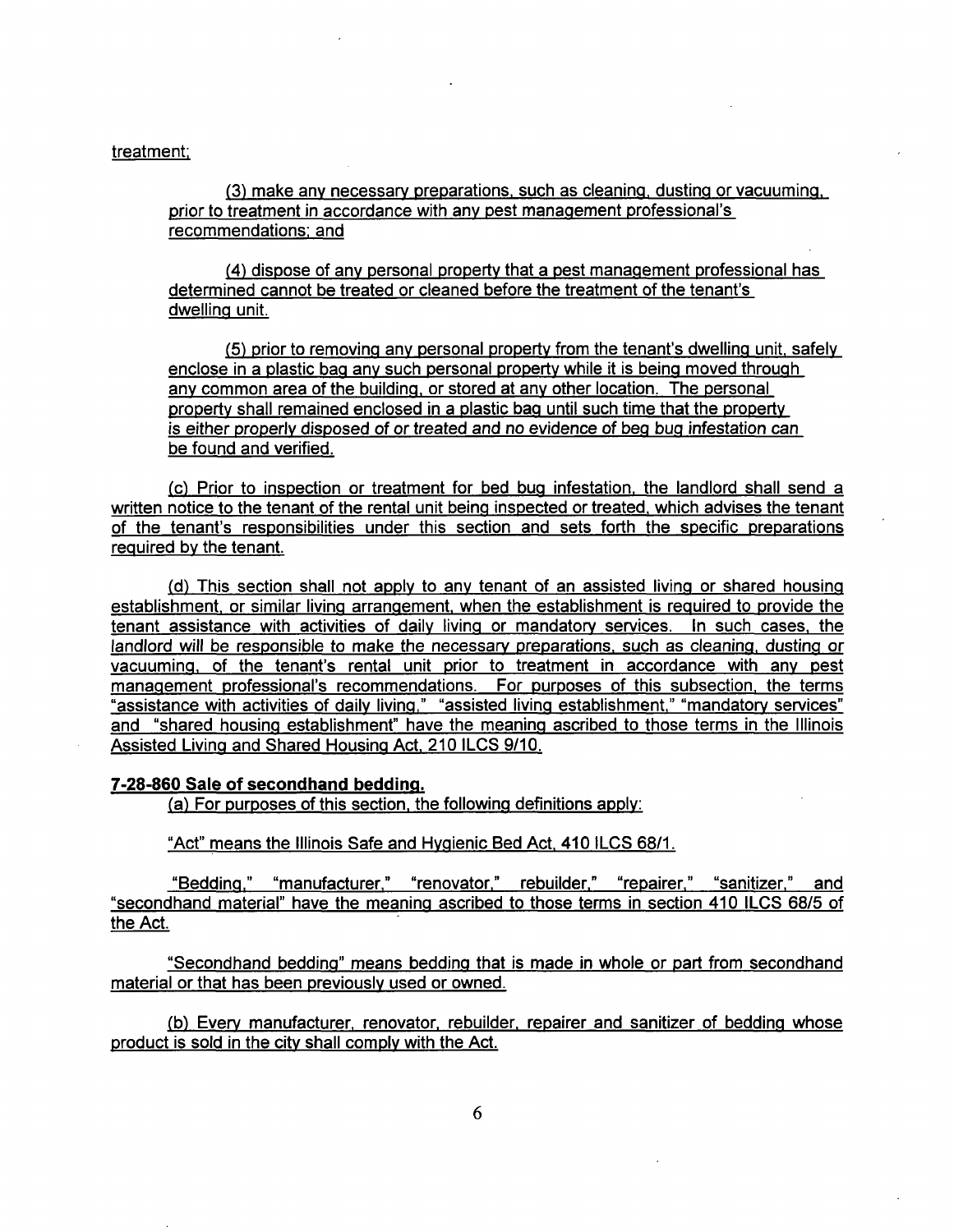treatment;

(3) make any necessary preparations, such as cleaning, dusting or vacuuming, prior to treatment in accordance with any pest management professional's recommendations; and

(4) dispose of any personal property that a pest management professional has determined cannot be treated or cleaned before the treatment of the tenant's dwelling unit.

(5) prior to removing any personal property from the tenant's dwelling unit, safely enclose in a plastic bag any such personal property while it is being moved through any common area of the building, or stored at any other location. The personal property shall remained enclosed in a plastic bag until such time that the property *is either properly disposed of or treated and no evidence of beg bug infestation can* be found and verified.

(c) Prior to inspection or treatment for bed bug infestation, the landlord shall send a written notice to the tenant of the rental unit being inspected or treated, which advises the tenant of the tenant's responsibilities under this section and sets forth the specific preparations required by the tenant.

(d) This section shall not apply to any tenant of an assisted living or shared housing establishment, or similar living arrangement, when the establishment is required to provide the tenant assistance with activities of daily living or mandatory services. In such cases, the landlord will be responsible to make the necessary preparations, such as cleaning, dusting or vacuuming, of the tenant's rental unit prior to treatment in accordance with any pest management professional's recommendations. For purposes of this subsection, the terms "assistance with activities of daily living," "assisted living establishment," "mandatory services" and "shared housing establishment" have the meaning ascribed to those terms in the Illinois Assisted Living and Shared Housing Act, 210 ILCS 9/10.

**7-28-860 Sale of secondhand bedding.**

(a) For purposes of this section, the following definitions apply:

"Act" means the Illinois Safe and Hygienic Bed Act, 410 ILCS 68/1.

"Bedding," "manufacturer," "renovator," rebuilder," "repairer," "sanitizer," and "secondhand material" have the meaning ascribed to those terms in section 410 ILCS 68/5 of the Act.

"Secondhand bedding" means bedding that is made in whole or part from secondhand material or that has been previously used or owned.

(b) Every manufacturer, renovator, rebuilder, repairer and sanitizer of bedding whose product is sold in the city shall comply with the Act.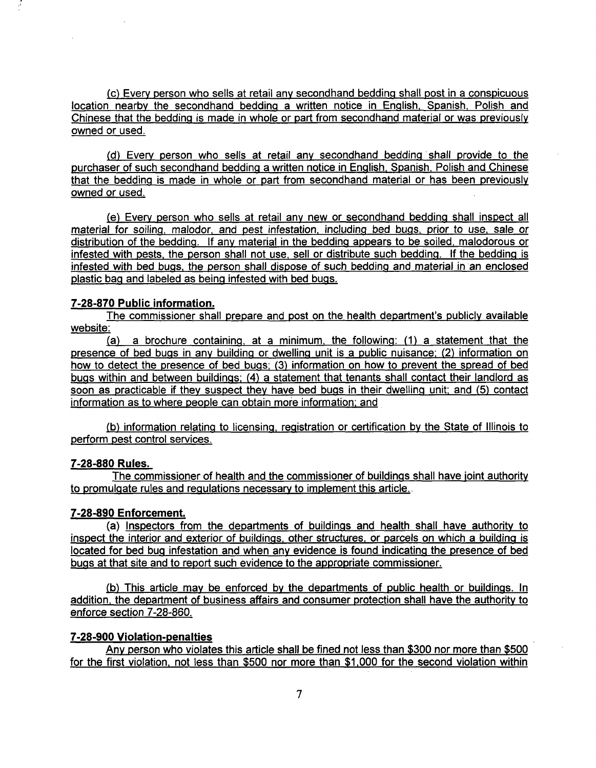(c) Every person who sells at retail any secondhand bedding shall post in a conspicuous location nearby the secondhand bedding a written notice in English, Spanish, Polish and Chinese that the bedding is made in whole or part from secondhand material or was previously owned or used.

(d) Every person who sells at retail any secondhand bedding shall provide to the purchaser of such secondhand bedding a written notice in English, Spanish, Polish and Chinese that the bedding is made in whole or part from secondhand material or has been previously owned or used.

(e) Every person who sells at retail any new or secondhand bedding shall inspect all material for soiling, malodor, and pest infestation, including bed bugs, prior to use, sale or distribution of the bedding. If any material in the bedding appears to be soiled, malodorous or infested with pests, the person shall not use, sell or distribute such bedding. If the bedding is infested with bed bugs, the person shall dispose of such bedding and material in an enclosed plastic bag and labeled as being infested with bed bugs.

**7-28-870 Public information.**

The commissioner shall prepare and post on the health department's publicly available website:

(a) a brochure containing, at a minimum, the following: (1) a statement that the presence of bed bugs in any building or dwelling unit is a public nuisance; (2) information on how to detect the presence of bed bugs; (3) information on how to prevent the spread of bed bugs within and between buildings; (4) a statement that tenants shall contact their landlord as soon as practicable if they suspect they have bed bugs in their dwelling unit; and (5) contact information as to where people can obtain more information; and

(b) information relating to licensing, registration or certification by the State of Illinois to perform pest control services.

**7-28-880 Rules.**

The commissioner of health and the commissioner of buildings shall have joint authority to promulgate rules and regulations necessary to implement this article.

**7-28-890 Enforcement.**

(a) Inspectors from the departments of buildings and health shall have authority to inspect the interior and exterior of buildings, other structures, or parcels on which a building is located for bed bug infestation and when any evidence is found indicating the presence of bed bugs at that site and to report such evidence to the appropriate commissioner.

(b) This article may be enforced by the departments of public health or buildings. In addition, the department of business affairs and consumer protection shall have the authority to enforce section 7-28-860.

**7-28-900 Violation-penalties**

Any person who violates this article shall be fined not less than $300 nor more than $500 for the first violation, not less than $500 nor more than $1,000 for the second violation within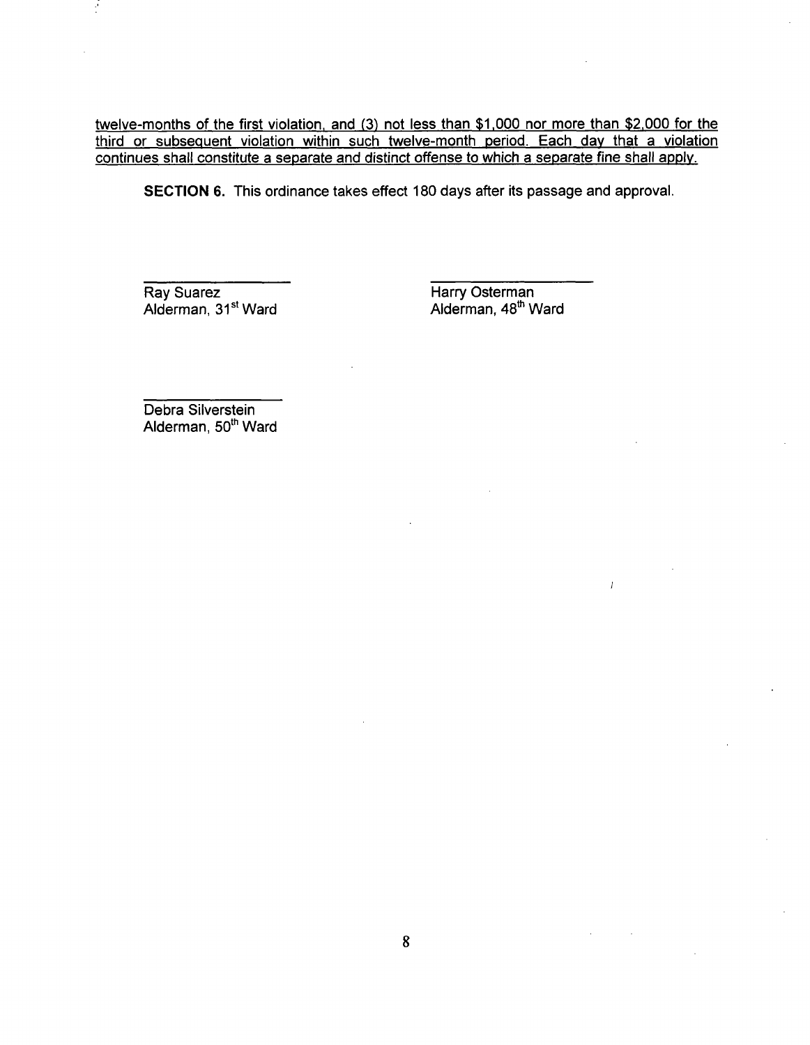twelve-months of the first violation, and (3) not less than \$1,000 nor more than \$2,000 for the third or subsequent violation within such twelve-month period. Each day that a violation continues shall constitute a separate and distinct offense to which a separate fine shall apply.

**SECTION 6.** This ordinance takes effect 180 days after its passage and approval.

Ray Suarez
Alderman, 31st Ward

Harry Osterman
Alderman, 48th Ward

Debra Silverstein
Alderman, 50th Ward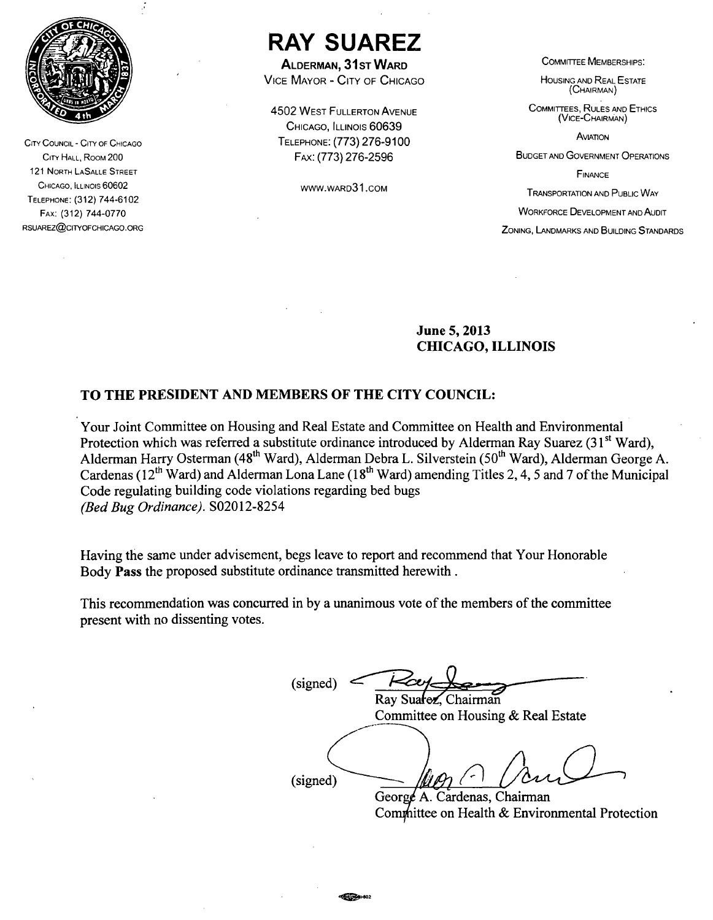CITY COUNCIL - CITY OF CHICAGO
CITY HALL, ROOM 200
121 NORTH LASALLE STREET
CHICAGO, ILLINOIS 60602
TELEPHONE: (312) 744-6102
FAX: (312) 744-0770
RSUAREZ@CITYOFCHICAGO.ORG

# RAY SUAREZ

ALDERMAN, 31ST WARD
VICE MAYOR - CITY OF CHICAGO

4502 WEST FULLERTON AVENUE
CHICAGO, ILLINOIS 60639
TELEPHONE: (773) 276-9100
FAX: (773) 276-2596

WWW.WARD31.COM

COMMITTEE MEMBERSHIPS:

HOUSING AND REAL ESTATE
(CHAIRMAN)

COMMITTEES, RULES AND ETHICS
(VICE-CHAIRMAN)

AVIATION

BUDGET AND GOVERNMENT OPERATIONS

FINANCE

TRANSPORTATION AND PUBLIC WAY

WORKFORCE DEVELOPMENT AND AUDIT

ZONING, LANDMARKS AND BUILDING STANDARDS

**June 5, 2013**
**CHICAGO, ILLINOIS**

**TO THE PRESIDENT AND MEMBERS OF THE CITY COUNCIL:**

Your Joint Committee on Housing and Real Estate and Committee on Health and Environmental Protection which was referred a substitute ordinance introduced by Alderman Ray Suarez (31st Ward), Alderman Harry Osterman (48th Ward), Alderman Debra L. Silverstein (50th Ward), Alderman George A. Cardenas (12th Ward) and Alderman Lona Lane (18th Ward) amending Titles 2, 4, 5 and 7 of the Municipal Code regulating building code violations regarding bed bugs
*(Bed Bug Ordinance).* S02012-8254

Having the same under advisement, begs leave to report and recommend that Your Honorable Body **Pass** the proposed substitute ordinance transmitted herewith .

This recommendation was concurred in by a unanimous vote of the members of the committee present with no dissenting votes.

(signed) ______________________
Ray Suarez, Chairman
Committee on Housing & Real Estate

(signed) ______________________
George A. Cardenas, Chairman
Committee on Health & Environmental Protection